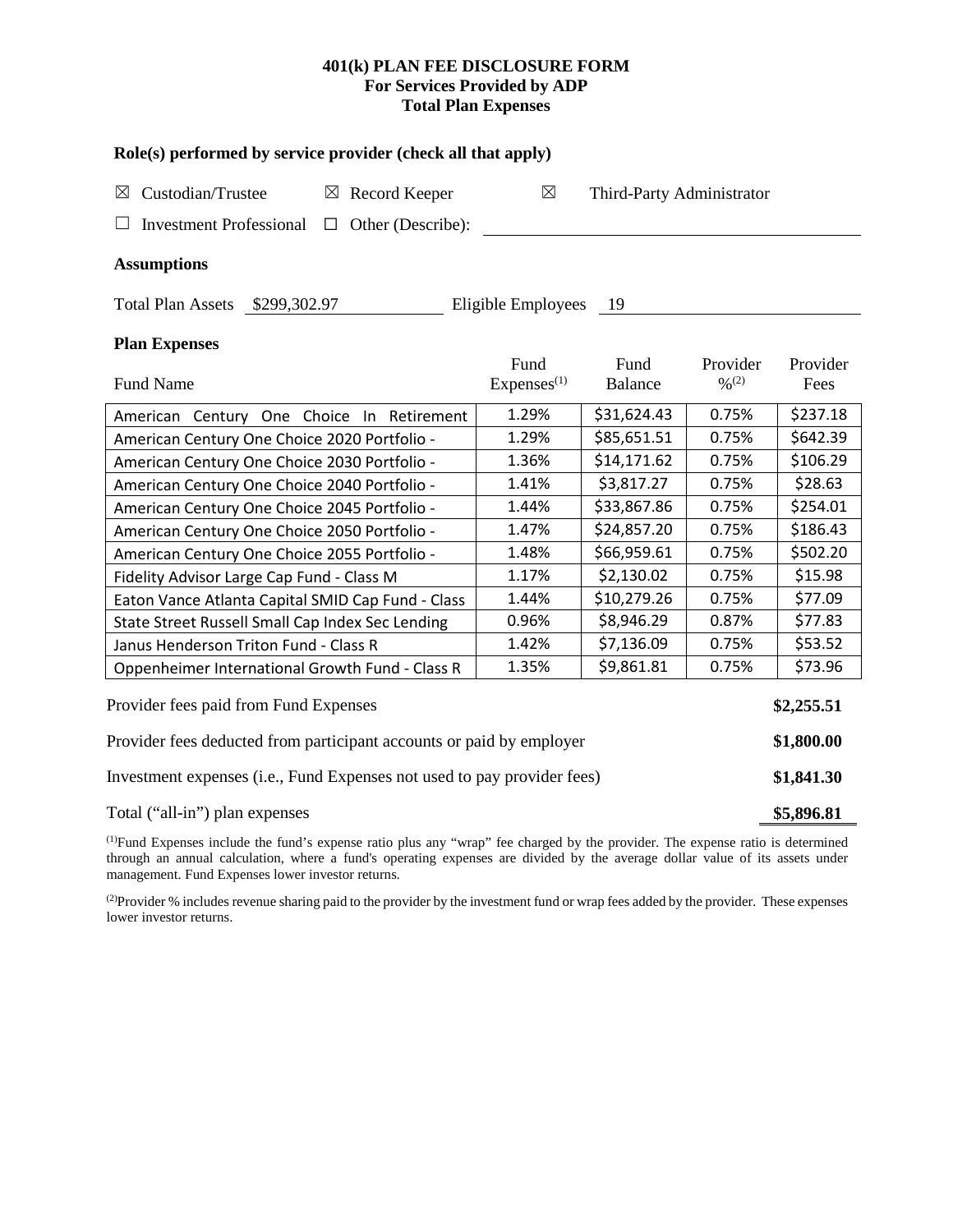# 401(k) PLAN FEE DISCLOSURE FORM
## For Services Provided by ADP
## Total Plan Expenses

### Role(s) performed by service provider (check all that apply)

☒ Custodian/Trustee ☒ Record Keeper ☒ Third-Party Administrator

☐ Investment Professional ☐ Other (Describe):

### Assumptions

Total Plan Assets $299,302.97 Eligible Employees 19

### Plan Expenses

| Fund Name | Fund Expenses[(1)] | Fund Balance | Provider %[(2)] | Provider Fees |
|---|---|---|---|---|
| American Century One Choice In Retirement | 1.29% | $31,624.43 | 0.75% | $237.18 |
| American Century One Choice 2020 Portfolio - | 1.29% | $85,651.51 | 0.75% | $642.39 |
| American Century One Choice 2030 Portfolio - | 1.36% | $14,171.62 | 0.75% | $106.29 |
| American Century One Choice 2040 Portfolio - | 1.41% | $3,817.27 | 0.75% | $28.63 |
| American Century One Choice 2045 Portfolio - | 1.44% | $33,867.86 | 0.75% | $254.01 |
| American Century One Choice 2050 Portfolio - | 1.47% | $24,857.20 | 0.75% | $186.43 |
| American Century One Choice 2055 Portfolio - | 1.48% | $66,959.61 | 0.75% | $502.20 |
| Fidelity Advisor Large Cap Fund - Class M | 1.17% | $2,130.02 | 0.75% | $15.98 |
| Eaton Vance Atlanta Capital SMID Cap Fund - Class | 1.44% | $10,279.26 | 0.75% | $77.09 |
| State Street Russell Small Cap Index Sec Lending | 0.96% | $8,946.29 | 0.87% | $77.83 |
| Janus Henderson Triton Fund - Class R | 1.42% | $7,136.09 | 0.75% | $53.52 |
| Oppenheimer International Growth Fund - Class R | 1.35% | $9,861.81 | 0.75% | $73.96 |

| | |
|---|---|
| Provider fees paid from Fund Expenses | **$2,255.51** |
| Provider fees deducted from participant accounts or paid by employer | **$1,800.00** |
| Investment expenses (i.e., Fund Expenses not used to pay provider fees) | **$1,841.30** |
| Total ("all-in") plan expenses | **$5,896.81** |

[(1)]Fund Expenses include the fund's expense ratio plus any "wrap" fee charged by the provider. The expense ratio is determined through an annual calculation, where a fund's operating expenses are divided by the average dollar value of its assets under management. Fund Expenses lower investor returns.

[(2)]Provider % includes revenue sharing paid to the provider by the investment fund or wrap fees added by the provider. These expenses lower investor returns.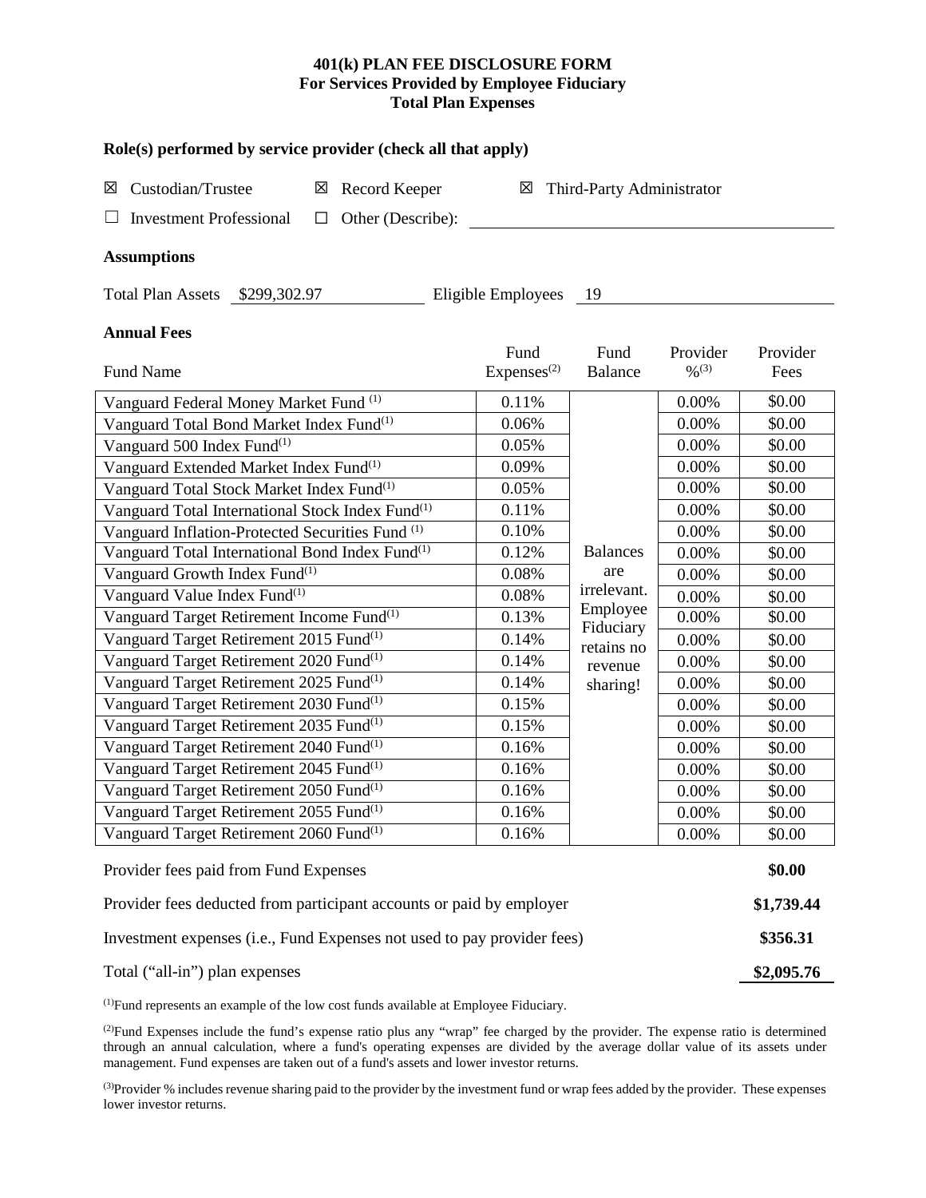**401(k) PLAN FEE DISCLOSURE FORM**
**For Services Provided by Employee Fiduciary**
**Total Plan Expenses**

### Role(s) performed by service provider (check all that apply)

☒ Custodian/Trustee ☒ Record Keeper ☒ Third-Party Administrator

☐ Investment Professional ☐ Other (Describe): \_\_\_\_\_\_\_\_\_\_

### Assumptions

Total Plan Assets \$299,302.97 Eligible Employees 19

### Annual Fees

| Fund Name | Fund Expenses[2] | Fund Balance | Provider %[3] | Provider Fees |
|---|---|---|---|---|
| Vanguard Federal Money Market Fund [1] | 0.11% | Balances are irrelevant. Employee Fiduciary retains no revenue sharing! | 0.00% | \$0.00 |
| Vanguard Total Bond Market Index Fund[1] | 0.06% | | 0.00% | \$0.00 |
| Vanguard 500 Index Fund[1] | 0.05% | | 0.00% | \$0.00 |
| Vanguard Extended Market Index Fund[1] | 0.09% | | 0.00% | \$0.00 |
| Vanguard Total Stock Market Index Fund[1] | 0.05% | | 0.00% | \$0.00 |
| Vanguard Total International Stock Index Fund[1] | 0.11% | | 0.00% | \$0.00 |
| Vanguard Inflation-Protected Securities Fund [1] | 0.10% | | 0.00% | \$0.00 |
| Vanguard Total International Bond Index Fund[1] | 0.12% | | 0.00% | \$0.00 |
| Vanguard Growth Index Fund[1] | 0.08% | | 0.00% | \$0.00 |
| Vanguard Value Index Fund[1] | 0.08% | | 0.00% | \$0.00 |
| Vanguard Target Retirement Income Fund[1] | 0.13% | | 0.00% | \$0.00 |
| Vanguard Target Retirement 2015 Fund[1] | 0.14% | | 0.00% | \$0.00 |
| Vanguard Target Retirement 2020 Fund[1] | 0.14% | | 0.00% | \$0.00 |
| Vanguard Target Retirement 2025 Fund[1] | 0.14% | | 0.00% | \$0.00 |
| Vanguard Target Retirement 2030 Fund[1] | 0.15% | | 0.00% | \$0.00 |
| Vanguard Target Retirement 2035 Fund[1] | 0.15% | | 0.00% | \$0.00 |
| Vanguard Target Retirement 2040 Fund[1] | 0.16% | | 0.00% | \$0.00 |
| Vanguard Target Retirement 2045 Fund[1] | 0.16% | | 0.00% | \$0.00 |
| Vanguard Target Retirement 2050 Fund[1] | 0.16% | | 0.00% | \$0.00 |
| Vanguard Target Retirement 2055 Fund[1] | 0.16% | | 0.00% | \$0.00 |
| Vanguard Target Retirement 2060 Fund[1] | 0.16% | | 0.00% | \$0.00 |

| | |
|---|---|
| Provider fees paid from Fund Expenses | **\$0.00** |
| Provider fees deducted from participant accounts or paid by employer | **\$1,739.44** |
| Investment expenses (i.e., Fund Expenses not used to pay provider fees) | **\$356.31** |
| Total ("all-in") plan expenses | **\$2,095.76** |

[1]Fund represents an example of the low cost funds available at Employee Fiduciary.

[2]Fund Expenses include the fund's expense ratio plus any "wrap" fee charged by the provider. The expense ratio is determined through an annual calculation, where a fund's operating expenses are divided by the average dollar value of its assets under management. Fund expenses are taken out of a fund's assets and lower investor returns.

[3]Provider % includes revenue sharing paid to the provider by the investment fund or wrap fees added by the provider. These expenses lower investor returns.